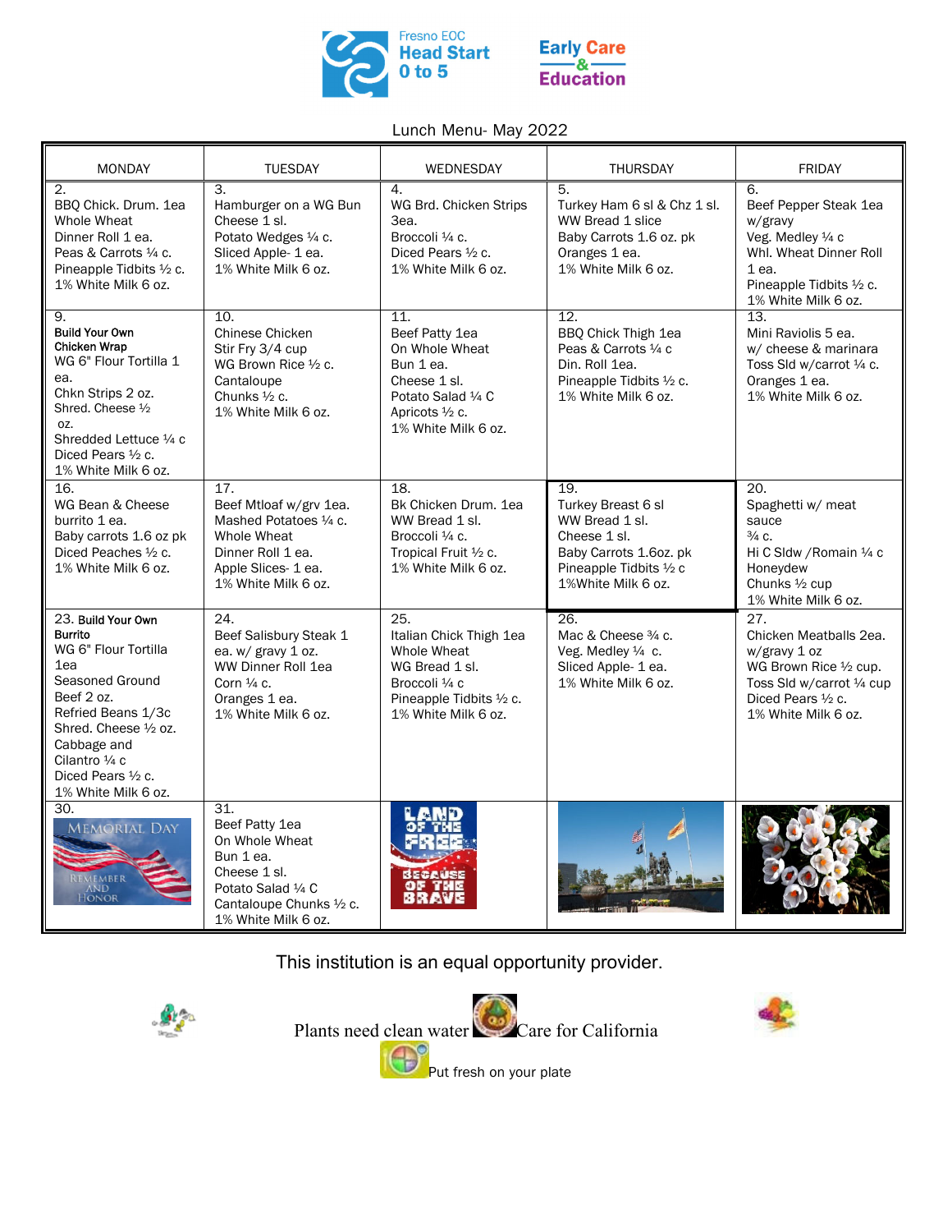Fresno EOC Head Start 0 to 5

Early Care & Education

# Lunch Menu- May 2022

| MONDAY | TUESDAY | WEDNESDAY | THURSDAY | FRIDAY |
|---|---|---|---|---|
| 2. BBQ Chick. Drum. 1ea Whole Wheat Dinner Roll 1 ea. Peas & Carrots ¼ c. Pineapple Tidbits ½ c. 1% White Milk 6 oz. | 3. Hamburger on a WG Bun Cheese 1 sl. Potato Wedges ¼ c. Sliced Apple- 1 ea. 1% White Milk 6 oz. | 4. WG Brd. Chicken Strips 3ea. Broccoli ¼ c. Diced Pears ½ c. 1% White Milk 6 oz. | 5. Turkey Ham 6 sl & Chz 1 sl. WW Bread 1 slice Baby Carrots 1.6 oz. pk Oranges 1 ea. 1% White Milk 6 oz. | 6. Beef Pepper Steak 1ea w/gravy Veg. Medley ¼ c Whl. Wheat Dinner Roll 1 ea. Pineapple Tidbits ½ c. 1% White Milk 6 oz. |
| 9. **Build Your Own Chicken Wrap** WG 6" Flour Tortilla 1 ea. Chkn Strips 2 oz. Shred. Cheese ½ oz. Shredded Lettuce ¼ c Diced Pears ½ c. 1% White Milk 6 oz. | 10. Chinese Chicken Stir Fry 3/4 cup WG Brown Rice ½ c. Cantaloupe Chunks ½ c. 1% White Milk 6 oz. | 11. Beef Patty 1ea On Whole Wheat Bun 1 ea. Cheese 1 sl. Potato Salad ¼ C Apricots ½ c. 1% White Milk 6 oz. | 12. BBQ Chick Thigh 1ea Peas & Carrots ¼ c Din. Roll 1ea. Pineapple Tidbits ½ c. 1% White Milk 6 oz. | 13. Mini Raviolis 5 ea. w/ cheese & marinara Toss Sld w/carrot ¼ c. Oranges 1 ea. 1% White Milk 6 oz. |
| 16. WG Bean & Cheese burrito 1 ea. Baby carrots 1.6 oz pk Diced Peaches ½ c. 1% White Milk 6 oz. | 17. Beef Mtloaf w/grv 1ea. Mashed Potatoes ¼ c. Whole Wheat Dinner Roll 1 ea. Apple Slices- 1 ea. 1% White Milk 6 oz. | 18. Bk Chicken Drum. 1ea WW Bread 1 sl. Broccoli ¼ c. Tropical Fruit ½ c. 1% White Milk 6 oz. | 19. Turkey Breast 6 sl WW Bread 1 sl. Cheese 1 sl. Baby Carrots 1.6oz. pk Pineapple Tidbits ½ c 1%White Milk 6 oz. | 20. Spaghetti w/ meat sauce ¾ c. Hi C Sldw /Romain ¼ c Honeydew Chunks ½ cup 1% White Milk 6 oz. |
| 23. **Build Your Own Burrito** WG 6" Flour Tortilla 1ea Seasoned Ground Beef 2 oz. Refried Beans 1/3c Shred. Cheese ½ oz. Cabbage and Cilantro ¼ c Diced Pears ½ c. 1% White Milk 6 oz. | 24. Beef Salisbury Steak 1 ea. w/ gravy 1 oz. WW Dinner Roll 1ea Corn ¼ c. Oranges 1 ea. 1% White Milk 6 oz. | 25. Italian Chick Thigh 1ea Whole Wheat WG Bread 1 sl. Broccoli ¼ c Pineapple Tidbits ½ c. 1% White Milk 6 oz. | 26. Mac & Cheese ¾ c. Veg. Medley ¼ c. Sliced Apple- 1 ea. 1% White Milk 6 oz. | 27. Chicken Meatballs 2ea. w/gravy 1 oz WG Brown Rice ½ cup. Toss Sld w/carrot ¼ cup Diced Pears ½ c. 1% White Milk 6 oz. |
| 30. MEMORIAL DAY — REMEMBER AND HONOR | 31. Beef Patty 1ea On Whole Wheat Bun 1 ea. Cheese 1 sl. Potato Salad ¼ C Cantaloupe Chunks ½ c. 1% White Milk 6 oz. | LAND OF THE FREE BECAUSE OF THE BRAVE | | |

This institution is an equal opportunity provider.

Plants need clean water Care for California

Put fresh on your plate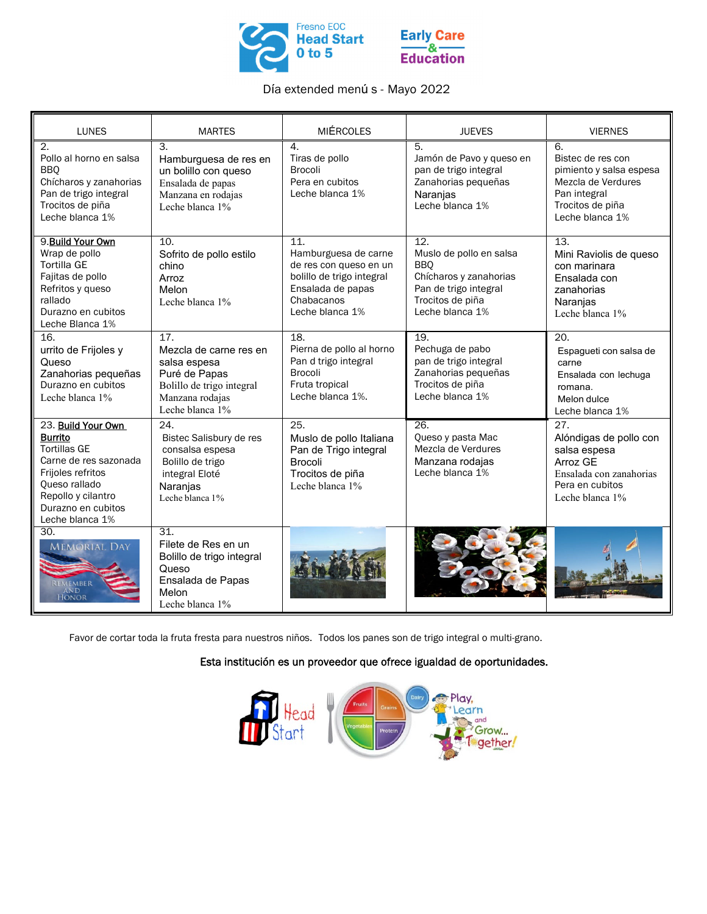Fresno EOC Head Start 0 to 5

Early Care & Education

Día extended menú s - Mayo 2022

| LUNES | MARTES | MIÉRCOLES | JUEVES | VIERNES |
|---|---|---|---|---|
| 2.<br>Pollo al horno en salsa BBQ<br>Chícharos y zanahorias<br>Pan de trigo integral<br>Trocitos de piña<br>Leche blanca 1% | 3.<br>Hamburguesa de res en un bolillo con queso<br>Ensalada de papas<br>Manzana en rodajas<br>Leche blanca 1% | 4.<br>Tiras de pollo<br>Brocoli<br>Pera en cubitos<br>Leche blanca 1% | 5.<br>Jamón de Pavo y queso en pan de trigo integral<br>Zanahorias pequeñas<br>Naranjas<br>Leche blanca 1% | 6.<br>Bistec de res con pimiento y salsa espesa<br>Mezcla de Verdures<br>Pan integral<br>Trocitos de piña<br>Leche blanca 1% |
| 9.**Build Your Own**<br>Wrap de pollo<br>Tortilla GE<br>Fajitas de pollo<br>Refritos y queso rallado<br>Durazno en cubitos<br>Leche Blanca 1% | 10.<br>Sofrito de pollo estilo chino<br>Arroz<br>Melon<br>Leche blanca 1% | 11.<br>Hamburguesa de carne de res con queso en un bolillo de trigo integral<br>Ensalada de papas<br>Chabacanos<br>Leche blanca 1% | 12.<br>Muslo de pollo en salsa BBQ<br>Chícharos y zanahorias<br>Pan de trigo integral<br>Trocitos de piña<br>Leche blanca 1% | 13.<br>Mini Raviolis de queso con marinara<br>Ensalada con zanahorias<br>Naranjas<br>Leche blanca 1% |
| 16.<br>urrito de Frijoles y Queso<br>Zanahorias pequeñas<br>Durazno en cubitos<br>Leche blanca 1% | 17.<br>Mezcla de carne res en salsa espesa<br>Puré de Papas<br>Bolillo de trigo integral<br>Manzana rodajas<br>Leche blanca 1% | 18.<br>Pierna de pollo al horno<br>Pan d trigo integral<br>Brocoli<br>Fruta tropical<br>Leche blanca 1%. | 19.<br>Pechuga de pabo pan de trigo integral<br>Zanahorias pequeñas<br>Trocitos de piña<br>Leche blanca 1% | 20.<br>Espagueti con salsa de carne<br>Ensalada con lechuga romana.<br>Melon dulce<br>Leche blanca 1% |
| 23. **Build Your Own Burrito**<br>Tortillas GE<br>Carne de res sazonada<br>Frijoles refritos<br>Queso rallado<br>Repollo y cilantro<br>Durazno en cubitos<br>Leche blanca 1% | 24.<br>Bistec Salisbury de res consalsa espesa<br>Bolillo de trigo integral Eloté<br>Naranjas<br>Leche blanca 1% | 25.<br>Muslo de pollo Italiana<br>Pan de Trigo integral<br>Brocoli<br>Trocitos de piña<br>Leche blanca 1% | 26.<br>Queso y pasta Mac<br>Mezcla de Verdures<br>Manzana rodajas<br>Leche blanca 1% | 27.<br>Alóndigas de pollo con salsa espesa<br>Arroz GE<br>Ensalada con zanahorias<br>Pera en cubitos<br>Leche blanca 1% |
| 30.<br>MEMORIAL DAY<br>REMEMBER AND HONOR | 31.<br>Filete de Res en un Bolillo de trigo integral<br>Queso<br>Ensalada de Papas<br>Melon<br>Leche blanca 1% | | | |

Favor de cortar toda la fruta fresta para nuestros niños. Todos los panes son de trigo integral o multi-grano.

**Esta institución es un proveedor que ofrece igualdad de oportunidades.**

Head Start

Play, Learn and Grow... Together!